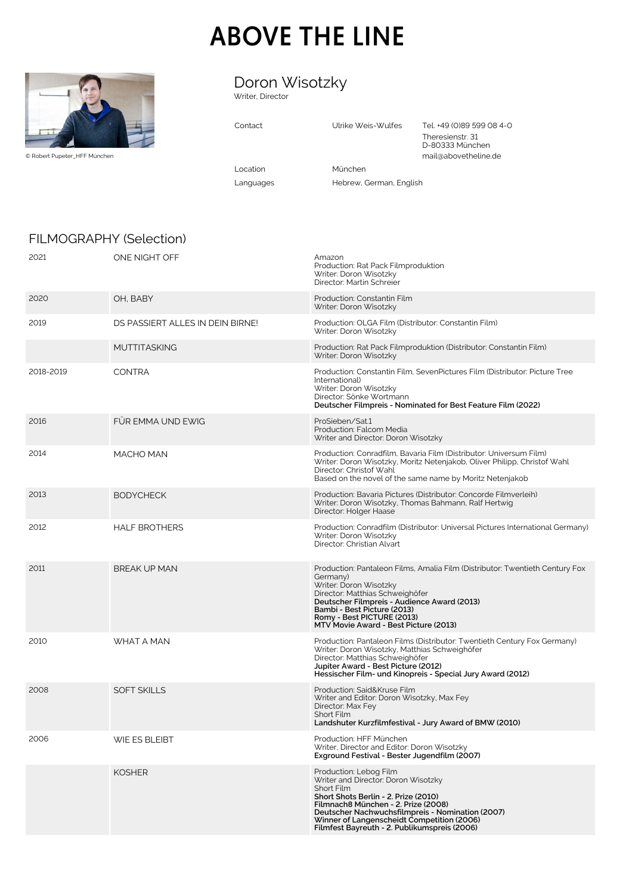# ABOVE THE LINE

© Robert Pupeter_HFF München

## Doron Wisotzky

Writer, Director

| | | |
|---|---|---|
| Contact | Ulrike Weis-Wulfes | Tel. +49 (0)89 599 08 4-0<br>Theresienstr. 31<br>D-80333 München<br>mail@abovetheline.de |
| Location | München | |
| Languages | Hebrew, German, English | |

## FILMOGRAPHY (Selection)

| | | |
|---|---|---|
| 2021 | ONE NIGHT OFF | Amazon<br>Production: Rat Pack Filmproduktion<br>Writer: Doron Wisotzky<br>Director: Martin Schreier |
| 2020 | OH, BABY | Production: Constantin Film<br>Writer: Doron Wisotzky |
| 2019 | DS PASSIERT ALLES IN DEIN BIRNE! | Production: OLGA Film (Distributor: Constantin Film)<br>Writer: Doron Wisotzky |
| | MUTTITASKING | Production: Rat Pack Filmproduktion (Distributor: Constantin Film)<br>Writer: Doron Wisotzky |
| 2018-2019 | CONTRA | Production: Constantin Film, SevenPictures Film (Distributor: Picture Tree International)<br>Writer: Doron Wisotzky<br>Director: Sönke Wortmann<br>**Deutscher Filmpreis - Nominated for Best Feature Film (2022)** |
| 2016 | FÜR EMMA UND EWIG | ProSieben/Sat.1<br>Production: Falcom Media<br>Writer and Director: Doron Wisotzky |
| 2014 | MACHO MAN | Production: Conradfilm, Bavaria Film (Distributor: Universum Film)<br>Writer: Doron Wisotzky, Moritz Netenjakob, Oliver Philipp, Christof Wahl<br>Director: Christof Wahl<br>Based on the novel of the same name by Moritz Netenjakob |
| 2013 | BODYCHECK | Production: Bavaria Pictures (Distributor: Concorde Filmverleih)<br>Writer: Doron Wisotzky, Thomas Bahmann, Ralf Hertwig<br>Director: Holger Haase |
| 2012 | HALF BROTHERS | Production: Conradfilm (Distributor: Universal Pictures International Germany)<br>Writer: Doron Wisotzky<br>Director: Christian Alvart |
| 2011 | BREAK UP MAN | Production: Pantaleon Films, Amalia Film (Distributor: Twentieth Century Fox Germany)<br>Writer: Doron Wisotzky<br>Director: Matthias Schweighöfer<br>**Deutscher Filmpreis - Audience Award (2013)**<br>**Bambi - Best Picture (2013)**<br>**Romy - Best PICTURE (2013)**<br>**MTV Movie Award - Best Picture (2013)** |
| 2010 | WHAT A MAN | Production: Pantaleon Films (Distributor: Twentieth Century Fox Germany)<br>Writer: Doron Wisotzky, Matthias Schweighöfer<br>Director: Matthias Schweighöfer<br>**Jupiter Award - Best Picture (2012)**<br>**Hessischer Film- und Kinopreis - Special Jury Award (2012)** |
| 2008 | SOFT SKILLS | Production: Said&Kruse Film<br>Writer and Editor: Doron Wisotzky, Max Fey<br>Director: Max Fey<br>Short Film<br>**Landshuter Kurzfilmfestival - Jury Award of BMW (2010)** |
| 2006 | WIE ES BLEIBT | Production: HFF München<br>Writer, Director and Editor: Doron Wisotzky<br>**Exground Festival - Bester Jugendfilm (2007)** |
| | KOSHER | Production: Lebog Film<br>Writer and Director: Doron Wisotzky<br>Short Film<br>**Short Shots Berlin - 2. Prize (2010)**<br>**Filmnach8 München - 2. Prize (2008)**<br>**Deutscher Nachwuchsfilmpreis - Nomination (2007)**<br>**Winner of Langenscheidt Competition (2006)**<br>**Filmfest Bayreuth - 2. Publikumspreis (2006)** |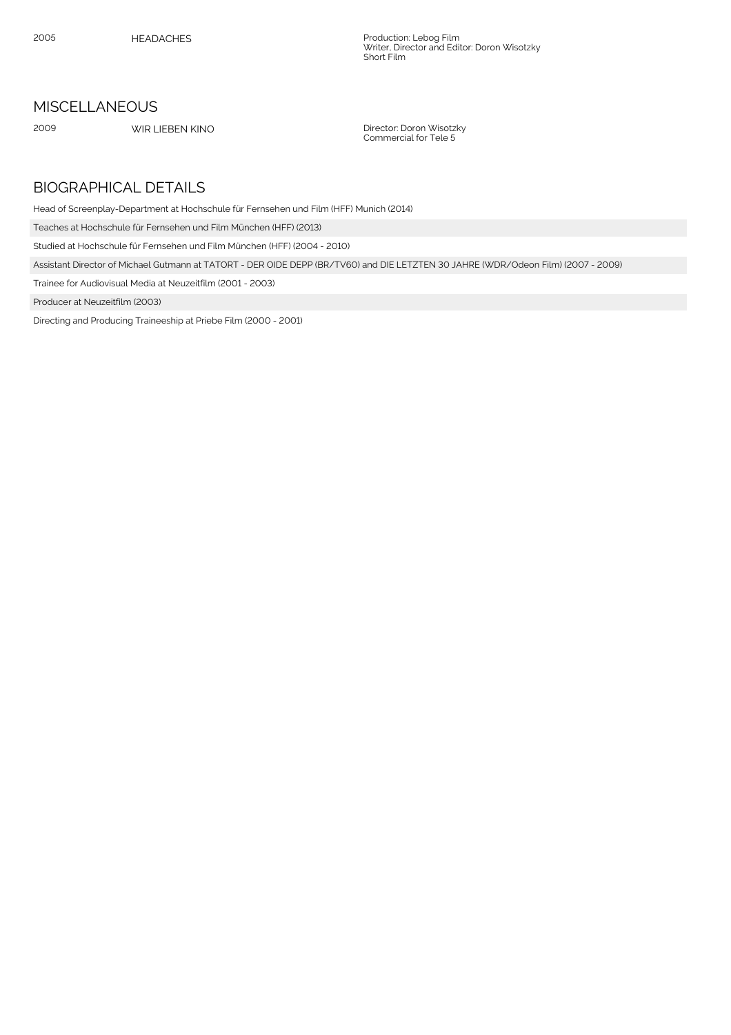| | | |
|---|---|---|
| 2005 | HEADACHES | Production: Lebog Film<br>Writer, Director and Editor: Doron Wisotzky<br>Short Film |

## MISCELLANEOUS

| | | |
|---|---|---|
| 2009 | WIR LIEBEN KINO | Director: Doron Wisotzky<br>Commercial for Tele 5 |

## BIOGRAPHICAL DETAILS

Head of Screenplay-Department at Hochschule für Fernsehen und Film (HFF) Munich (2014)

Teaches at Hochschule für Fernsehen und Film München (HFF) (2013)

Studied at Hochschule für Fernsehen und Film München (HFF) (2004 - 2010)

Assistant Director of Michael Gutmann at TATORT - DER OIDE DEPP (BR/TV60) and DIE LETZTEN 30 JAHRE (WDR/Odeon Film) (2007 - 2009)

Trainee for Audiovisual Media at Neuzeitfilm (2001 - 2003)

Producer at Neuzeitfilm (2003)

Directing and Producing Traineeship at Priebe Film (2000 - 2001)